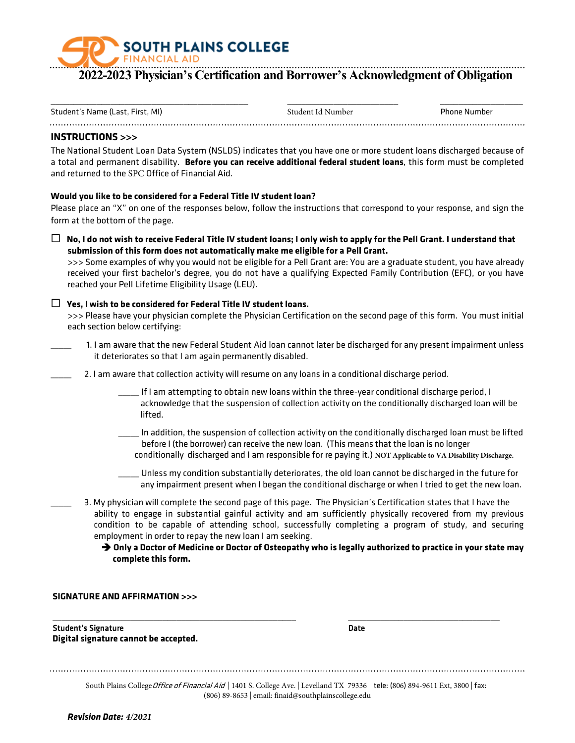**SOUTH PLAINS COLLEGE**
FINANCIAL AID

# 2022-2023 Physician's Certification and Borrower's Acknowledgment of Obligation

\_\_\_\_\_\_\_\_\_\_\_\_\_\_\_\_\_\_\_\_\_\_\_\_\_\_\_\_\_\_\_\_\_\_\_\_\_\_\_ \_\_\_\_\_\_\_\_\_\_\_\_\_\_\_\_\_\_\_\_\_\_\_\_ \_\_\_\_\_\_\_\_\_\_\_\_\_\_\_\_\_\_\_\_
Student's Name (Last, First, MI) Student Id Number Phone Number

## INSTRUCTIONS >>>

The National Student Loan Data System (NSLDS) indicates that you have one or more student loans discharged because of a total and permanent disability. **Before you can receive additional federal student loans**, this form must be completed and returned to the SPC Office of Financial Aid.

**Would you like to be considered for a Federal Title IV student loan?**
Please place an "X" on one of the responses below, follow the instructions that correspond to your response, and sign the form at the bottom of the page.

☐ **No, I do not wish to receive Federal Title IV student loans; I only wish to apply for the Pell Grant. I understand that submission of this form does not automatically make me eligible for a Pell Grant.**
>>> Some examples of why you would not be eligible for a Pell Grant are: You are a graduate student, you have already received your first bachelor's degree, you do not have a qualifying Expected Family Contribution (EFC), or you have reached your Pell Lifetime Eligibility Usage (LEU).

☐ **Yes, I wish to be considered for Federal Title IV student loans.**
>>> Please have your physician complete the Physician Certification on the second page of this form. You must initial each section below certifying:

\_\_\_\_\_ 1. I am aware that the new Federal Student Aid loan cannot later be discharged for any present impairment unless it deteriorates so that I am again permanently disabled.

\_\_\_\_\_ 2. I am aware that collection activity will resume on any loans in a conditional discharge period.

\_\_\_\_\_ If I am attempting to obtain new loans within the three-year conditional discharge period, I acknowledge that the suspension of collection activity on the conditionally discharged loan will be lifted.

\_\_\_\_\_ In addition, the suspension of collection activity on the conditionally discharged loan must be lifted before I (the borrower) can receive the new loan. (This means that the loan is no longer conditionally discharged and I am responsible for re paying it.) **NOT Applicable to VA Disability Discharge.**

\_\_\_\_\_ Unless my condition substantially deteriorates, the old loan cannot be discharged in the future for any impairment present when I began the conditional discharge or when I tried to get the new loan.

\_\_\_\_\_ 3. My physician will complete the second page of this page. The Physician's Certification states that I have the ability to engage in substantial gainful activity and am sufficiently physically recovered from my previous condition to be capable of attending school, successfully completing a program of study, and securing employment in order to repay the new loan I am seeking.

➔ **Only a Doctor of Medicine or Doctor of Osteopathy who is legally authorized to practice in your state may complete this form.**

## SIGNATURE AND AFFIRMATION >>>

\_\_\_\_\_\_\_\_\_\_\_\_\_\_\_\_\_\_\_\_\_\_\_\_\_\_\_\_\_\_\_\_\_\_\_\_\_\_\_\_\_\_\_\_ \_\_\_\_\_\_\_\_\_\_\_\_\_\_\_\_\_\_\_\_\_\_\_\_\_\_\_\_\_\_
**Student's Signature** **Date**
**Digital signature cannot be accepted.**

South Plains College *Office of Financial Aid* | 1401 S. College Ave. | Levelland TX 79336 tele: (806) 894-9611 Ext, 3800 | fax: (806) 89-8653 | email: finaid@southplainscollege.edu

***Revision Date:** 4/2021*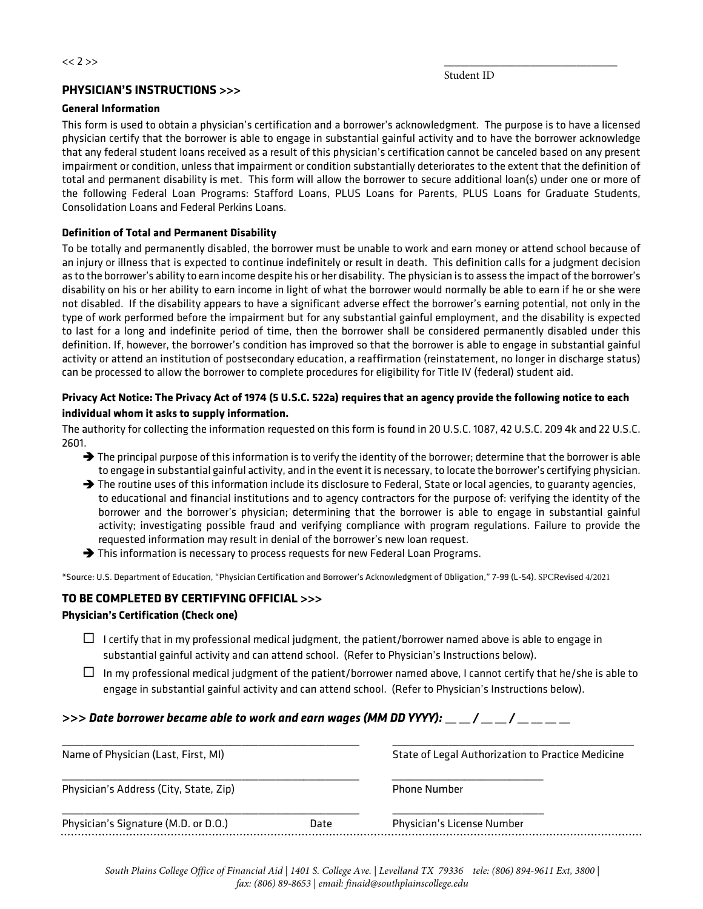Student ID ______________________________

## PHYSICIAN'S INSTRUCTIONS >>>

### General Information

This form is used to obtain a physician's certification and a borrower's acknowledgment. The purpose is to have a licensed physician certify that the borrower is able to engage in substantial gainful activity and to have the borrower acknowledge that any federal student loans received as a result of this physician's certification cannot be canceled based on any present impairment or condition, unless that impairment or condition substantially deteriorates to the extent that the definition of total and permanent disability is met. This form will allow the borrower to secure additional loan(s) under one or more of the following Federal Loan Programs: Stafford Loans, PLUS Loans for Parents, PLUS Loans for Graduate Students, Consolidation Loans and Federal Perkins Loans.

### Definition of Total and Permanent Disability

To be totally and permanently disabled, the borrower must be unable to work and earn money or attend school because of an injury or illness that is expected to continue indefinitely or result in death. This definition calls for a judgment decision as to the borrower's ability to earn income despite his or her disability. The physician is to assess the impact of the borrower's disability on his or her ability to earn income in light of what the borrower would normally be able to earn if he or she were not disabled. If the disability appears to have a significant adverse effect the borrower's earning potential, not only in the type of work performed before the impairment but for any substantial gainful employment, and the disability is expected to last for a long and indefinite period of time, then the borrower shall be considered permanently disabled under this definition. If, however, the borrower's condition has improved so that the borrower is able to engage in substantial gainful activity or attend an institution of postsecondary education, a reaffirmation (reinstatement, no longer in discharge status) can be processed to allow the borrower to complete procedures for eligibility for Title IV (federal) student aid.

### Privacy Act Notice: The Privacy Act of 1974 (5 U.S.C. 522a) requires that an agency provide the following notice to each individual whom it asks to supply information.

The authority for collecting the information requested on this form is found in 20 U.S.C. 1087, 42 U.S.C. 209 4k and 22 U.S.C. 2601.

- ➔ The principal purpose of this information is to verify the identity of the borrower; determine that the borrower is able to engage in substantial gainful activity, and in the event it is necessary, to locate the borrower's certifying physician.
- ➔ The routine uses of this information include its disclosure to Federal, State or local agencies, to guaranty agencies, to educational and financial institutions and to agency contractors for the purpose of: verifying the identity of the borrower and the borrower's physician; determining that the borrower is able to engage in substantial gainful activity; investigating possible fraud and verifying compliance with program regulations. Failure to provide the requested information may result in denial of the borrower's new loan request.
- ➔ This information is necessary to process requests for new Federal Loan Programs.

*Source: U.S. Department of Education, "Physician Certification and Borrower's Acknowledgment of Obligation," 7-99 (L-54). SPCRevised 4/2021

## TO BE COMPLETED BY CERTIFYING OFFICIAL >>>

### Physician's Certification (Check one)

- ☐ I certify that in my professional medical judgment, the patient/borrower named above is able to engage in substantial gainful activity and can attend school. (Refer to Physician's Instructions below).
- ☐ In my professional medical judgment of the patient/borrower named above, I cannot certify that he/she is able to engage in substantial gainful activity and can attend school. (Refer to Physician's Instructions below).

***>>> Date borrower became able to work and earn wages (MM DD YYYY): __ __ / __ __ / __ __ __ __***

______________________________ Name of Physician (Last, First, MI)

______________________________ State of Legal Authorization to Practice Medicine

______________________________ Physician's Address (City, State, Zip)

______________________________ Phone Number

______________________________ Physician's Signature (M.D. or D.O.) Date

______________________________ Physician's License Number

*South Plains College Office of Financial Aid | 1401 S. College Ave. | Levelland TX 79336 tele: (806) 894-9611 Ext, 3800 | fax: (806) 89-8653 | email: finaid@southplainscollege.edu*